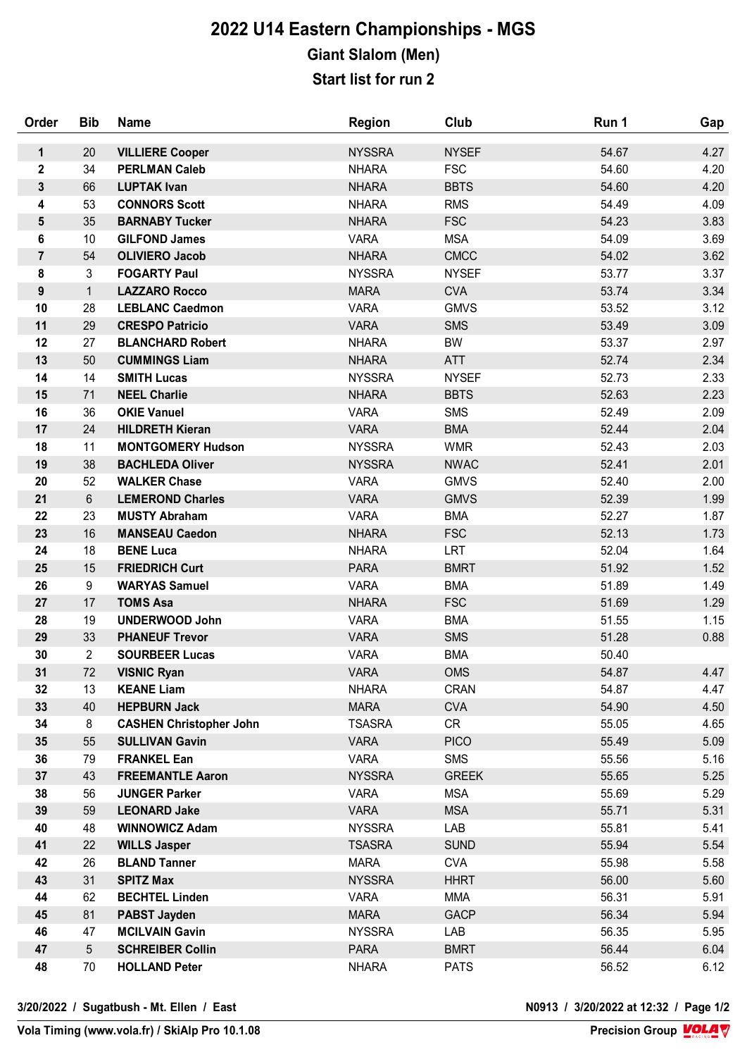# 2022 U14 Eastern Championships - MGS

## Giant Slalom (Men)

## Start list for run 2

| Order | Bib | Name | Region | Club | Run 1 | Gap |
|---|---|---|---|---|---|---|
| 1 | 20 | **VILLIERE Cooper** | NYSSRA | NYSEF | 54.67 | 4.27 |
| 2 | 34 | **PERLMAN Caleb** | NHARA | FSC | 54.60 | 4.20 |
| 3 | 66 | **LUPTAK Ivan** | NHARA | BBTS | 54.60 | 4.20 |
| 4 | 53 | **CONNORS Scott** | NHARA | RMS | 54.49 | 4.09 |
| 5 | 35 | **BARNABY Tucker** | NHARA | FSC | 54.23 | 3.83 |
| 6 | 10 | **GILFOND James** | VARA | MSA | 54.09 | 3.69 |
| 7 | 54 | **OLIVIERO Jacob** | NHARA | CMCC | 54.02 | 3.62 |
| 8 | 3 | **FOGARTY Paul** | NYSSRA | NYSEF | 53.77 | 3.37 |
| 9 | 1 | **LAZZARO Rocco** | MARA | CVA | 53.74 | 3.34 |
| 10 | 28 | **LEBLANC Caedmon** | VARA | GMVS | 53.52 | 3.12 |
| 11 | 29 | **CRESPO Patricio** | VARA | SMS | 53.49 | 3.09 |
| 12 | 27 | **BLANCHARD Robert** | NHARA | BW | 53.37 | 2.97 |
| 13 | 50 | **CUMMINGS Liam** | NHARA | ATT | 52.74 | 2.34 |
| 14 | 14 | **SMITH Lucas** | NYSSRA | NYSEF | 52.73 | 2.33 |
| 15 | 71 | **NEEL Charlie** | NHARA | BBTS | 52.63 | 2.23 |
| 16 | 36 | **OKIE Vanuel** | VARA | SMS | 52.49 | 2.09 |
| 17 | 24 | **HILDRETH Kieran** | VARA | BMA | 52.44 | 2.04 |
| 18 | 11 | **MONTGOMERY Hudson** | NYSSRA | WMR | 52.43 | 2.03 |
| 19 | 38 | **BACHLEDA Oliver** | NYSSRA | NWAC | 52.41 | 2.01 |
| 20 | 52 | **WALKER Chase** | VARA | GMVS | 52.40 | 2.00 |
| 21 | 6 | **LEMEROND Charles** | VARA | GMVS | 52.39 | 1.99 |
| 22 | 23 | **MUSTY Abraham** | VARA | BMA | 52.27 | 1.87 |
| 23 | 16 | **MANSEAU Caedon** | NHARA | FSC | 52.13 | 1.73 |
| 24 | 18 | **BENE Luca** | NHARA | LRT | 52.04 | 1.64 |
| 25 | 15 | **FRIEDRICH Curt** | PARA | BMRT | 51.92 | 1.52 |
| 26 | 9 | **WARYAS Samuel** | VARA | BMA | 51.89 | 1.49 |
| 27 | 17 | **TOMS Asa** | NHARA | FSC | 51.69 | 1.29 |
| 28 | 19 | **UNDERWOOD John** | VARA | BMA | 51.55 | 1.15 |
| 29 | 33 | **PHANEUF Trevor** | VARA | SMS | 51.28 | 0.88 |
| 30 | 2 | **SOURBEER Lucas** | VARA | BMA | 50.40 | |
| 31 | 72 | **VISNIC Ryan** | VARA | OMS | 54.87 | 4.47 |
| 32 | 13 | **KEANE Liam** | NHARA | CRAN | 54.87 | 4.47 |
| 33 | 40 | **HEPBURN Jack** | MARA | CVA | 54.90 | 4.50 |
| 34 | 8 | **CASHEN Christopher John** | TSASRA | CR | 55.05 | 4.65 |
| 35 | 55 | **SULLIVAN Gavin** | VARA | PICO | 55.49 | 5.09 |
| 36 | 79 | **FRANKEL Ean** | VARA | SMS | 55.56 | 5.16 |
| 37 | 43 | **FREEMANTLE Aaron** | NYSSRA | GREEK | 55.65 | 5.25 |
| 38 | 56 | **JUNGER Parker** | VARA | MSA | 55.69 | 5.29 |
| 39 | 59 | **LEONARD Jake** | VARA | MSA | 55.71 | 5.31 |
| 40 | 48 | **WINNOWICZ Adam** | NYSSRA | LAB | 55.81 | 5.41 |
| 41 | 22 | **WILLS Jasper** | TSASRA | SUND | 55.94 | 5.54 |
| 42 | 26 | **BLAND Tanner** | MARA | CVA | 55.98 | 5.58 |
| 43 | 31 | **SPITZ Max** | NYSSRA | HHRT | 56.00 | 5.60 |
| 44 | 62 | **BECHTEL Linden** | VARA | MMA | 56.31 | 5.91 |
| 45 | 81 | **PABST Jayden** | MARA | GACP | 56.34 | 5.94 |
| 46 | 47 | **MCILVAIN Gavin** | NYSSRA | LAB | 56.35 | 5.95 |
| 47 | 5 | **SCHREIBER Collin** | PARA | BMRT | 56.44 | 6.04 |
| 48 | 70 | **HOLLAND Peter** | NHARA | PATS | 56.52 | 6.12 |

**3/20/2022 / Sugatbush - Mt. Ellen / East** **N0913 / 3/20/2022 at 12:32**

**Vola Timing (www.vola.fr) / SkiAlp Pro 10.1.08** **Precision Group**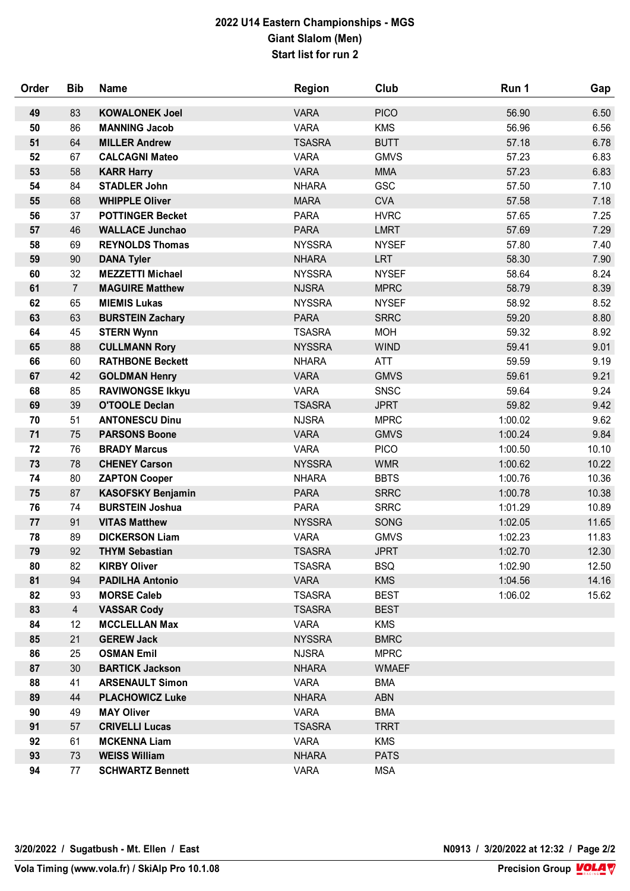# 2022 U14 Eastern Championships - MGS
## Giant Slalom (Men)
### Start list for run 2

| Order | Bib | Name | Region | Club | Run 1 | Gap |
|---|---|---|---|---|---|---|
| 49 | 83 | KOWALONEK Joel | VARA | PICO | 56.90 | 6.50 |
| 50 | 86 | MANNING Jacob | VARA | KMS | 56.96 | 6.56 |
| 51 | 64 | MILLER Andrew | TSASRA | BUTT | 57.18 | 6.78 |
| 52 | 67 | CALCAGNI Mateo | VARA | GMVS | 57.23 | 6.83 |
| 53 | 58 | KARR Harry | VARA | MMA | 57.23 | 6.83 |
| 54 | 84 | STADLER John | NHARA | GSC | 57.50 | 7.10 |
| 55 | 68 | WHIPPLE Oliver | MARA | CVA | 57.58 | 7.18 |
| 56 | 37 | POTTINGER Becket | PARA | HVRC | 57.65 | 7.25 |
| 57 | 46 | WALLACE Junchao | PARA | LMRT | 57.69 | 7.29 |
| 58 | 69 | REYNOLDS Thomas | NYSSRA | NYSEF | 57.80 | 7.40 |
| 59 | 90 | DANA Tyler | NHARA | LRT | 58.30 | 7.90 |
| 60 | 32 | MEZZETTI Michael | NYSSRA | NYSEF | 58.64 | 8.24 |
| 61 | 7 | MAGUIRE Matthew | NJSRA | MPRC | 58.79 | 8.39 |
| 62 | 65 | MIEMIS Lukas | NYSSRA | NYSEF | 58.92 | 8.52 |
| 63 | 63 | BURSTEIN Zachary | PARA | SRRC | 59.20 | 8.80 |
| 64 | 45 | STERN Wynn | TSASRA | MOH | 59.32 | 8.92 |
| 65 | 88 | CULLMANN Rory | NYSSRA | WIND | 59.41 | 9.01 |
| 66 | 60 | RATHBONE Beckett | NHARA | ATT | 59.59 | 9.19 |
| 67 | 42 | GOLDMAN Henry | VARA | GMVS | 59.61 | 9.21 |
| 68 | 85 | RAVIWONGSE Ikkyu | VARA | SNSC | 59.64 | 9.24 |
| 69 | 39 | O'TOOLE Declan | TSASRA | JPRT | 59.82 | 9.42 |
| 70 | 51 | ANTONESCU Dinu | NJSRA | MPRC | 1:00.02 | 9.62 |
| 71 | 75 | PARSONS Boone | VARA | GMVS | 1:00.24 | 9.84 |
| 72 | 76 | BRADY Marcus | VARA | PICO | 1:00.50 | 10.10 |
| 73 | 78 | CHENEY Carson | NYSSRA | WMR | 1:00.62 | 10.22 |
| 74 | 80 | ZAPTON Cooper | NHARA | BBTS | 1:00.76 | 10.36 |
| 75 | 87 | KASOFSKY Benjamin | PARA | SRRC | 1:00.78 | 10.38 |
| 76 | 74 | BURSTEIN Joshua | PARA | SRRC | 1:01.29 | 10.89 |
| 77 | 91 | VITAS Matthew | NYSSRA | SONG | 1:02.05 | 11.65 |
| 78 | 89 | DICKERSON Liam | VARA | GMVS | 1:02.23 | 11.83 |
| 79 | 92 | THYM Sebastian | TSASRA | JPRT | 1:02.70 | 12.30 |
| 80 | 82 | KIRBY Oliver | TSASRA | BSQ | 1:02.90 | 12.50 |
| 81 | 94 | PADILHA Antonio | VARA | KMS | 1:04.56 | 14.16 |
| 82 | 93 | MORSE Caleb | TSASRA | BEST | 1:06.02 | 15.62 |
| 83 | 4 | VASSAR Cody | TSASRA | BEST | | |
| 84 | 12 | MCCLELLAN Max | VARA | KMS | | |
| 85 | 21 | GEREW Jack | NYSSRA | BMRC | | |
| 86 | 25 | OSMAN Emil | NJSRA | MPRC | | |
| 87 | 30 | BARTICK Jackson | NHARA | WMAEF | | |
| 88 | 41 | ARSENAULT Simon | VARA | BMA | | |
| 89 | 44 | PLACHOWICZ Luke | NHARA | ABN | | |
| 90 | 49 | MAY Oliver | VARA | BMA | | |
| 91 | 57 | CRIVELLI Lucas | TSASRA | TRRT | | |
| 92 | 61 | MCKENNA Liam | VARA | KMS | | |
| 93 | 73 | WEISS William | NHARA | PATS | | |
| 94 | 77 | SCHWARTZ Bennett | VARA | MSA | | |

3/20/2022 / Sugatbush - Mt. Ellen / East

N0913 / 3/20/2022 at 12:32

Vola Timing (www.vola.fr) / SkiAlp Pro 10.1.08

Precision Group